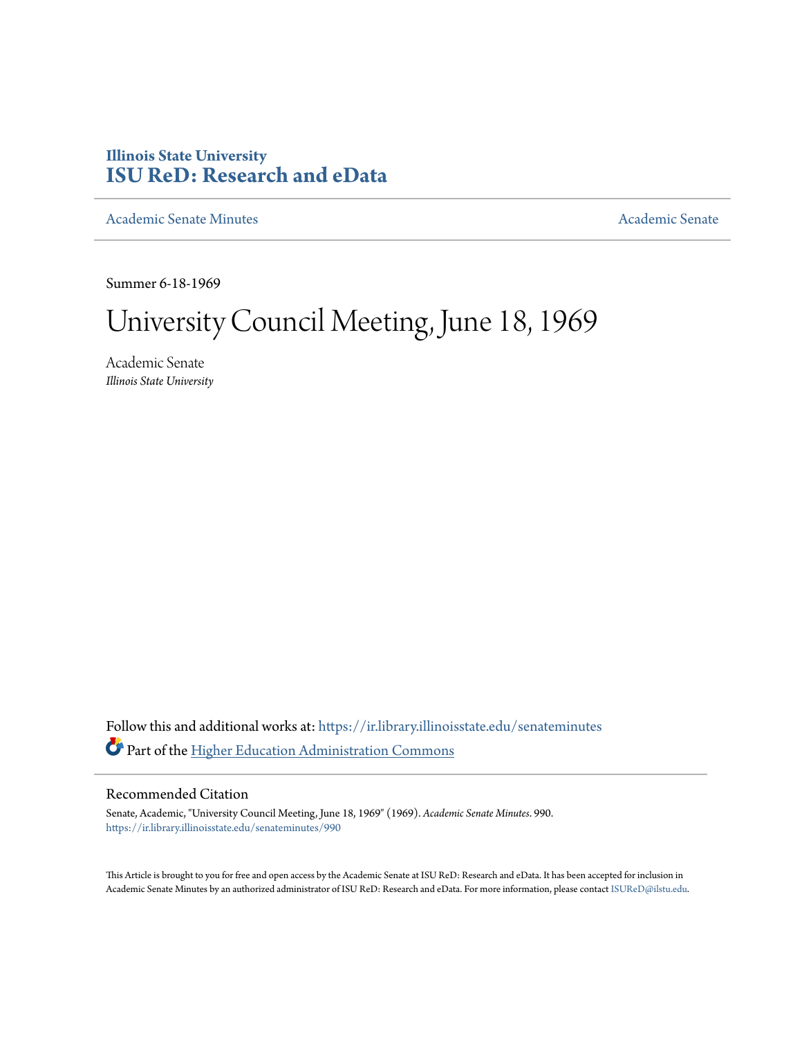**Illinois State University**
**ISU ReD: Research and eData**

Academic Senate Minutes | Academic Senate

Summer 6-18-1969

# University Council Meeting, June 18, 1969

Academic Senate
*Illinois State University*

Follow this and additional works at: https://ir.library.illinoisstate.edu/senateminutes

Part of the Higher Education Administration Commons

## Recommended Citation

Senate, Academic, "University Council Meeting, June 18, 1969" (1969). *Academic Senate Minutes*. 990.
https://ir.library.illinoisstate.edu/senateminutes/990

This Article is brought to you for free and open access by the Academic Senate at ISU ReD: Research and eData. It has been accepted for inclusion in Academic Senate Minutes by an authorized administrator of ISU ReD: Research and eData. For more information, please contact ISUReD@ilstu.edu.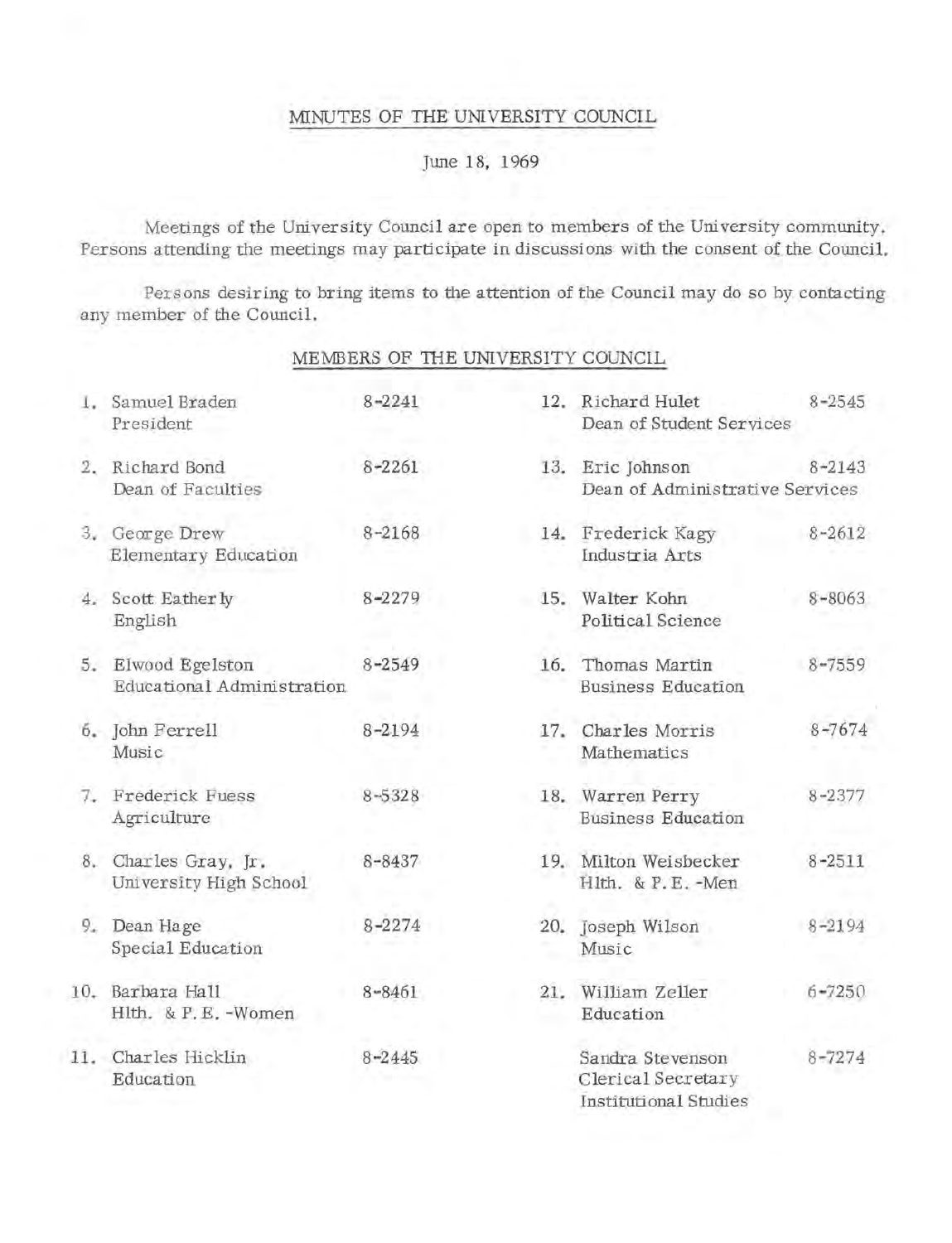# MINUTES OF THE UNIVERSITY COUNCIL

June 18, 1969

Meetings of the University Council are open to members of the University community. Persons attending the meetings may participate in discussions with the consent of the Council.

Persons desiring to bring items to the attention of the Council may do so by contacting any member of the Council.

## MEMBERS OF THE UNIVERSITY COUNCIL

1. Samuel Braden, President — 8-2241
2. Richard Bond, Dean of Faculties — 8-2261
3. George Drew, Elementary Education — 8-2168
4. Scott Eatherly, English — 8-2279
5. Elwood Egelston, Educational Administration — 8-2549
6. John Ferrell, Music — 8-2194
7. Frederick Fuess, Agriculture — 8-5328
8. Charles Gray, Jr., University High School — 8-8437
9. Dean Hage, Special Education — 8-2274
10. Barbara Hall, Hlth. & P. E. -Women — 8-8461
11. Charles Hicklin, Education — 8-2445
12. Richard Hulet, Dean of Student Services — 8-2545
13. Eric Johnson, Dean of Administrative Services — 8-2143
14. Frederick Kagy, Industria Arts — 8-2612
15. Walter Kohn, Political Science — 8-8063
16. Thomas Martin, Business Education — 8-7559
17. Charles Morris, Mathematics — 8-7674
18. Warren Perry, Business Education — 8-2377
19. Milton Weisbecker, Hlth. & P. E. -Men — 8-2511
20. Joseph Wilson, Music — 8-2194
21. William Zeller, Education — 6-7250

Sandra Stevenson, Clerical Secretary, Institutional Studies — 8-7274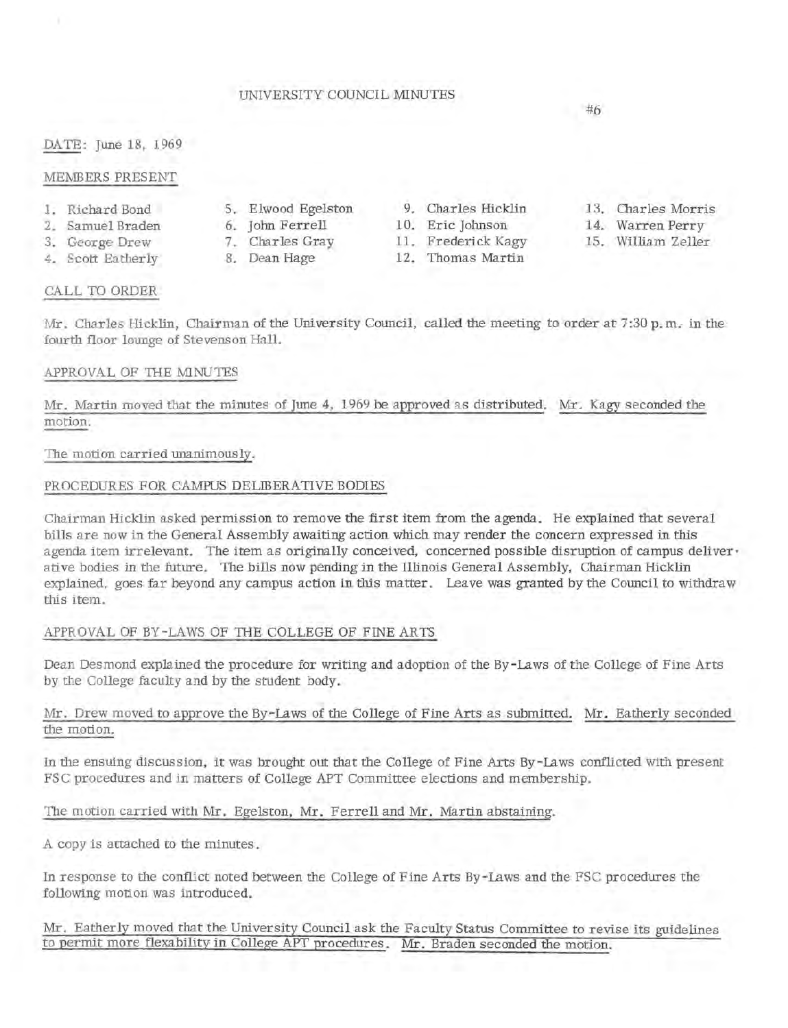# UNIVERSITY COUNCIL MINUTES

#6

DATE: June 18, 1969

## MEMBERS PRESENT

1. Richard Bond
2. Samuel Braden
3. George Drew
4. Scott Eatherly
5. Elwood Egelston
6. John Ferrell
7. Charles Gray
8. Dean Hage
9. Charles Hicklin
10. Eric Johnson
11. Frederick Kagy
12. Thomas Martin
13. Charles Morris
14. Warren Perry
15. William Zeller

## CALL TO ORDER

Mr. Charles Hicklin, Chairman of the University Council, called the meeting to order at 7:30 p.m. in the fourth floor lounge of Stevenson Hall.

## APPROVAL OF THE MINUTES

Mr. Martin moved that the minutes of June 4, 1969 be approved as distributed. Mr. Kagy seconded the motion.

The motion carried unanimously.

## PROCEDURES FOR CAMPUS DELIBERATIVE BODIES

Chairman Hicklin asked permission to remove the first item from the agenda. He explained that several bills are now in the General Assembly awaiting action which may render the concern expressed in this agenda item irrelevant. The item as originally conceived, concerned possible disruption of campus deliverative bodies in the future. The bills now pending in the Illinois General Assembly, Chairman Hicklin explained, goes far beyond any campus action in this matter. Leave was granted by the Council to withdraw this item.

## APPROVAL OF BY-LAWS OF THE COLLEGE OF FINE ARTS

Dean Desmond explained the procedure for writing and adoption of the By-Laws of the College of Fine Arts by the College faculty and by the student body.

Mr. Drew moved to approve the By-Laws of the College of Fine Arts as submitted. Mr. Eatherly seconded the motion.

In the ensuing discussion, it was brought out that the College of Fine Arts By-Laws conflicted with present FSC procedures and in matters of College APT Committee elections and membership.

The motion carried with Mr. Egelston, Mr. Ferrell and Mr. Martin abstaining.

A copy is attached to the minutes.

In response to the conflict noted between the College of Fine Arts By-Laws and the FSC procedures the following motion was introduced.

Mr. Eatherly moved that the University Council ask the Faculty Status Committee to revise its guidelines to permit more flexability in College APT procedures. Mr. Braden seconded the motion.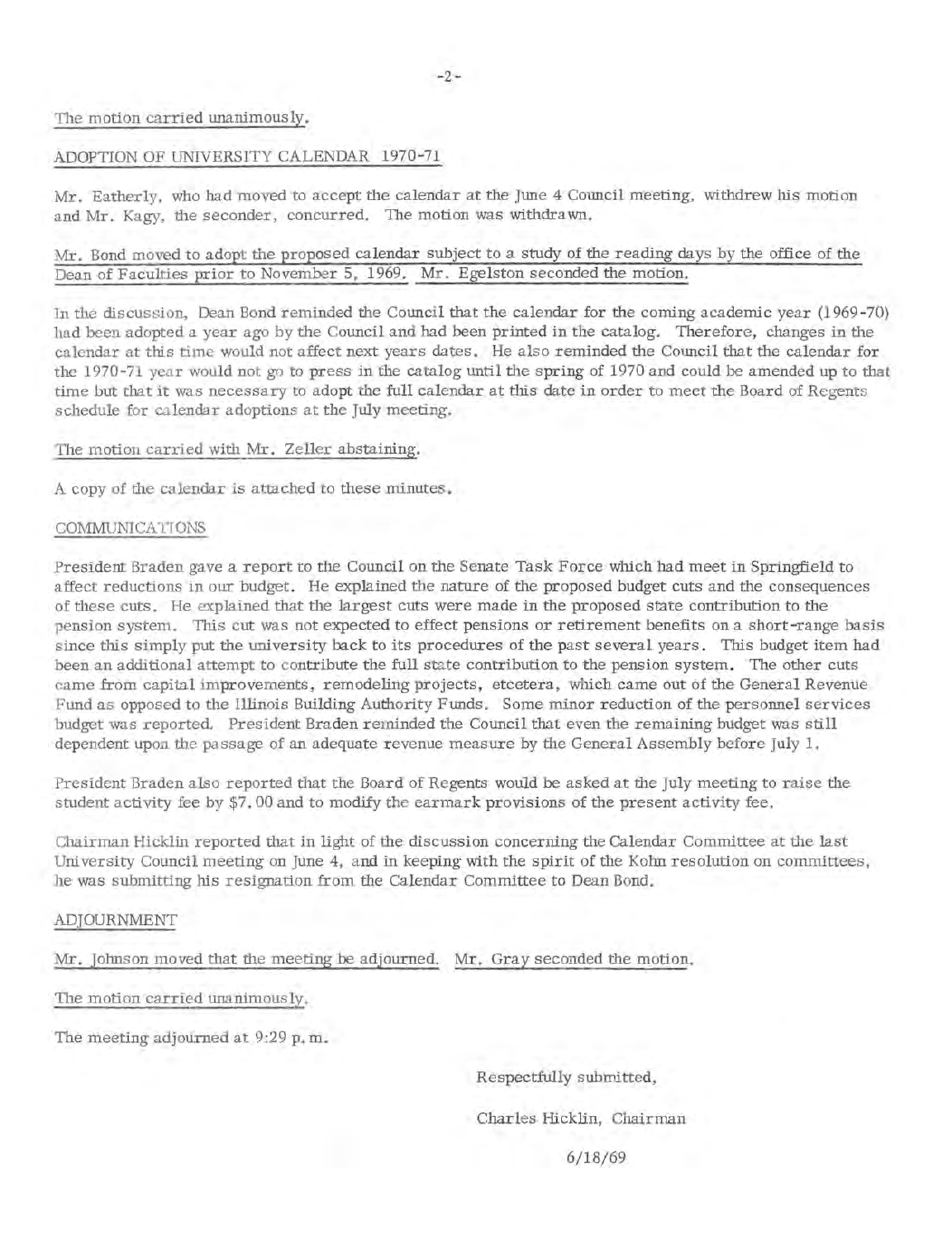The motion carried unanimously.

ADOPTION OF UNIVERSITY CALENDAR 1970-71

Mr. Eatherly, who had moved to accept the calendar at the June 4 Council meeting, withdrew his motion and Mr. Kagy, the seconder, concurred. The motion was withdrawn.

Mr. Bond moved to adopt the proposed calendar subject to a study of the reading days by the office of the Dean of Faculties prior to November 5, 1969. Mr. Egelston seconded the motion.

In the discussion, Dean Bond reminded the Council that the calendar for the coming academic year (1969-70) had been adopted a year ago by the Council and had been printed in the catalog. Therefore, changes in the calendar at this time would not affect next years dates. He also reminded the Council that the calendar for the 1970-71 year would not go to press in the catalog until the spring of 1970 and could be amended up to that time but that it was necessary to adopt the full calendar at this date in order to meet the Board of Regents schedule for calendar adoptions at the July meeting.

The motion carried with Mr. Zeller abstaining.

A copy of the calendar is attached to these minutes.

COMMUNICATIONS

President Braden gave a report to the Council on the Senate Task Force which had meet in Springfield to affect reductions in our budget. He explained the nature of the proposed budget cuts and the consequences of these cuts. He explained that the largest cuts were made in the proposed state contribution to the pension system. This cut was not expected to effect pensions or retirement benefits on a short-range basis since this simply put the university back to its procedures of the past several years. This budget item had been an additional attempt to contribute the full state contribution to the pension system. The other cuts came from capital improvements, remodeling projects, etcetera, which came out of the General Revenue Fund as opposed to the Illinois Building Authority Funds. Some minor reduction of the personnel services budget was reported. President Braden reminded the Council that even the remaining budget was still dependent upon the passage of an adequate revenue measure by the General Assembly before July 1.

President Braden also reported that the Board of Regents would be asked at the July meeting to raise the student activity fee by $7.00 and to modify the earmark provisions of the present activity fee.

Chairman Hicklin reported that in light of the discussion concerning the Calendar Committee at the last University Council meeting on June 4, and in keeping with the spirit of the Kohn resolution on committees, he was submitting his resignation from the Calendar Committee to Dean Bond.

ADJOURNMENT

Mr. Johnson moved that the meeting be adjourned. Mr. Gray seconded the motion.

The motion carried unanimously.

The meeting adjourned at 9:29 p.m.

Respectfully submitted,

Charles Hicklin, Chairman

6/18/69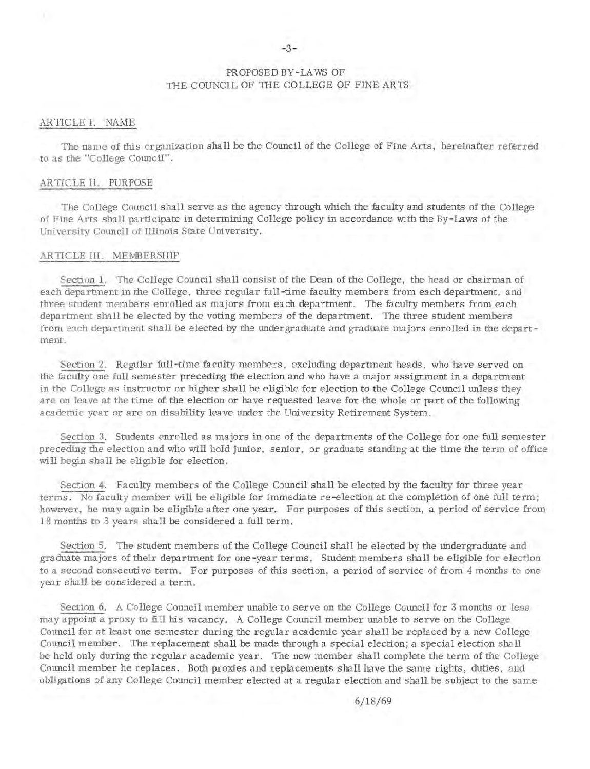# PROPOSED BY-LAWS OF THE COUNCIL OF THE COLLEGE OF FINE ARTS

## ARTICLE I. NAME

The name of this organization shall be the Council of the College of Fine Arts, hereinafter referred to as the "College Council".

## ARTICLE II. PURPOSE

The College Council shall serve as the agency through which the faculty and students of the College of Fine Arts shall participate in determining College policy in accordance with the By-Laws of the University Council of Illinois State University.

## ARTICLE III. MEMBERSHIP

Section 1. The College Council shall consist of the Dean of the College, the head or chairman of each department in the College, three regular full-time faculty members from each department, and three student members enrolled as majors from each department. The faculty members from each department shall be elected by the voting members of the department. The three student members from each department shall be elected by the undergraduate and graduate majors enrolled in the department.

Section 2. Regular full-time faculty members, excluding department heads, who have served on the faculty one full semester preceding the election and who have a major assignment in a department in the College as instructor or higher shall be eligible for election to the College Council unless they are on leave at the time of the election or have requested leave for the whole or part of the following academic year or are on disability leave under the University Retirement System.

Section 3. Students enrolled as majors in one of the departments of the College for one full semester preceding the election and who will hold junior, senior, or graduate standing at the time the term of office will begin shall be eligible for election.

Section 4. Faculty members of the College Council shall be elected by the faculty for three year terms. No faculty member will be eligible for immediate re-election at the completion of one full term; however, he may again be eligible after one year. For purposes of this section, a period of service from 18 months to 3 years shall be considered a full term.

Section 5. The student members of the College Council shall be elected by the undergraduate and graduate majors of their department for one-year terms. Student members shall be eligible for election to a second consecutive term. For purposes of this section, a period of service of from 4 months to one year shall be considered a term.

Section 6. A College Council member unable to serve on the College Council for 3 months or less may appoint a proxy to fill his vacancy. A College Council member unable to serve on the College Council for at least one semester during the regular academic year shall be replaced by a new College Council member. The replacement shall be made through a special election; a special election shall be held only during the regular academic year. The new member shall complete the term of the College Council member he replaces. Both proxies and replacements shall have the same rights, duties, and obligations of any College Council member elected at a regular election and shall be subject to the same

6/18/69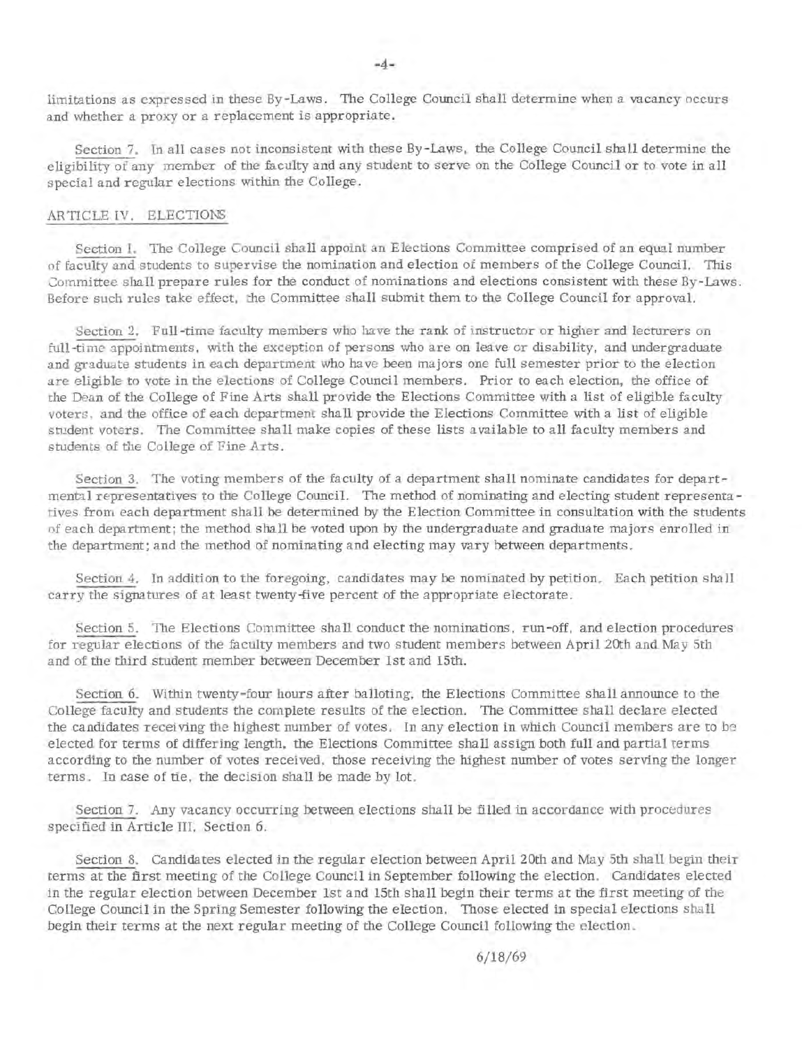limitations as expressed in these By-Laws. The College Council shall determine when a vacancy occurs and whether a proxy or a replacement is appropriate.

Section 7. In all cases not inconsistent with these By-Laws, the College Council shall determine the eligibility of any member of the faculty and any student to serve on the College Council or to vote in all special and regular elections within the College.

## ARTICLE IV. ELECTIONS

Section 1. The College Council shall appoint an Elections Committee comprised of an equal number of faculty and students to supervise the nomination and election of members of the College Council. This Committee shall prepare rules for the conduct of nominations and elections consistent with these By-Laws. Before such rules take effect, the Committee shall submit them to the College Council for approval.

Section 2. Full-time faculty members who have the rank of instructor or higher and lecturers on full-time appointments, with the exception of persons who are on leave or disability, and undergraduate and graduate students in each department who have been majors one full semester prior to the election are eligible to vote in the elections of College Council members. Prior to each election, the office of the Dean of the College of Fine Arts shall provide the Elections Committee with a list of eligible faculty voters, and the office of each department shall provide the Elections Committee with a list of eligible student voters. The Committee shall make copies of these lists available to all faculty members and students of the College of Fine Arts.

Section 3. The voting members of the faculty of a department shall nominate candidates for departmental representatives to the College Council. The method of nominating and electing student representatives from each department shall be determined by the Election Committee in consultation with the students of each department; the method shall be voted upon by the undergraduate and graduate majors enrolled in the department; and the method of nominating and electing may vary between departments.

Section 4. In addition to the foregoing, candidates may be nominated by petition. Each petition shall carry the signatures of at least twenty-five percent of the appropriate electorate.

Section 5. The Elections Committee shall conduct the nominations, run-off, and election procedures for regular elections of the faculty members and two student members between April 20th and May 5th and of the third student member between December 1st and 15th.

Section 6. Within twenty-four hours after balloting, the Elections Committee shall announce to the College faculty and students the complete results of the election. The Committee shall declare elected the candidates receiving the highest number of votes. In any election in which Council members are to be elected for terms of differing length, the Elections Committee shall assign both full and partial terms according to the number of votes received, those receiving the highest number of votes serving the longer terms. In case of tie, the decision shall be made by lot.

Section 7. Any vacancy occurring between elections shall be filled in accordance with procedures specified in Article III, Section 6.

Section 8. Candidates elected in the regular election between April 20th and May 5th shall begin their terms at the first meeting of the College Council in September following the election. Candidates elected in the regular election between December 1st and 15th shall begin their terms at the first meeting of the College Council in the Spring Semester following the election. Those elected in special elections shall begin their terms at the next regular meeting of the College Council following the election.

6/18/69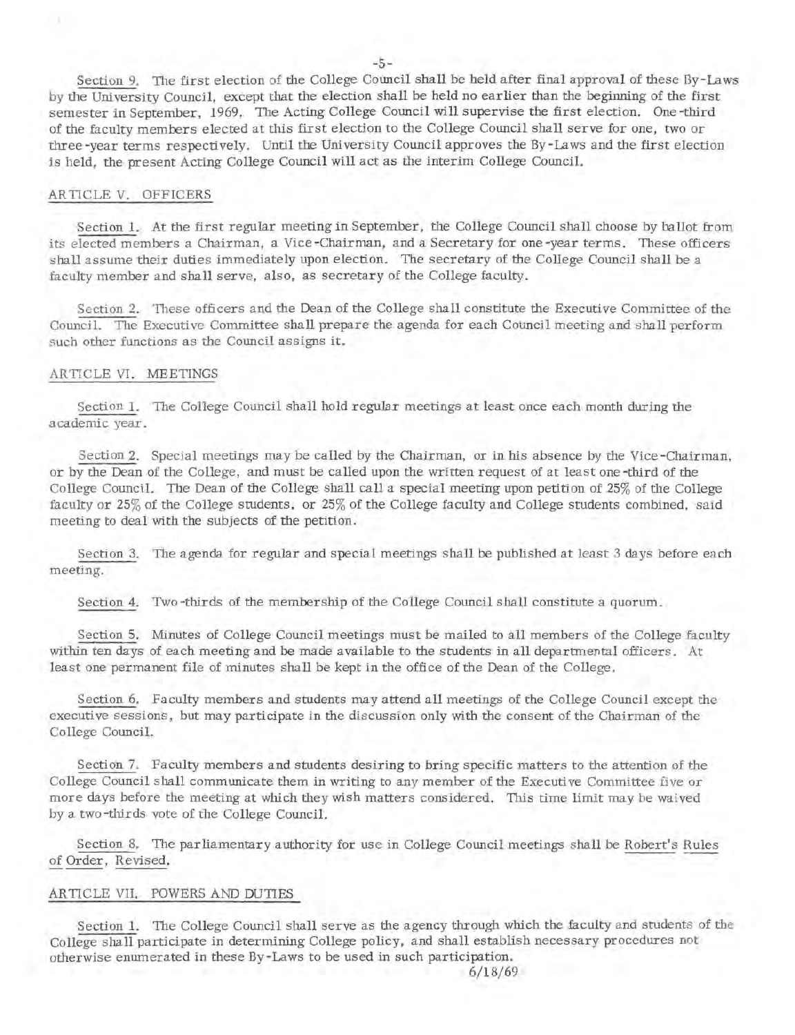Section 9. The first election of the College Council shall be held after final approval of these By-Laws by the University Council, except that the election shall be held no earlier than the beginning of the first semester in September, 1969. The Acting College Council will supervise the first election. One-third of the faculty members elected at this first election to the College Council shall serve for one, two or three-year terms respectively. Until the University Council approves the By-Laws and the first election is held, the present Acting College Council will act as the interim College Council.

## ARTICLE V. OFFICERS

Section 1. At the first regular meeting in September, the College Council shall choose by ballot from its elected members a Chairman, a Vice-Chairman, and a Secretary for one-year terms. These officers shall assume their duties immediately upon election. The secretary of the College Council shall be a faculty member and shall serve, also, as secretary of the College faculty.

Section 2. These officers and the Dean of the College shall constitute the Executive Committee of the Council. The Executive Committee shall prepare the agenda for each Council meeting and shall perform such other functions as the Council assigns it.

## ARTICLE VI. MEETINGS

Section 1. The College Council shall hold regular meetings at least once each month during the academic year.

Section 2. Special meetings may be called by the Chairman, or in his absence by the Vice-Chairman, or by the Dean of the College, and must be called upon the written request of at least one-third of the College Council. The Dean of the College shall call a special meeting upon petition of 25% of the College faculty or 25% of the College students, or 25% of the College faculty and College students combined, said meeting to deal with the subjects of the petition.

Section 3. The agenda for regular and special meetings shall be published at least 3 days before each meeting.

Section 4. Two-thirds of the membership of the College Council shall constitute a quorum.

Section 5. Minutes of College Council meetings must be mailed to all members of the College faculty within ten days of each meeting and be made available to the students in all departmental officers. At least one permanent file of minutes shall be kept in the office of the Dean of the College.

Section 6. Faculty members and students may attend all meetings of the College Council except the executive sessions, but may participate in the discussion only with the consent of the Chairman of the College Council.

Section 7. Faculty members and students desiring to bring specific matters to the attention of the College Council shall communicate them in writing to any member of the Executive Committee five or more days before the meeting at which they wish matters considered. This time limit may be waived by a two-thirds vote of the College Council.

Section 8. The parliamentary authority for use in College Council meetings shall be Robert's Rules of Order, Revised.

## ARTICLE VII. POWERS AND DUTIES

Section 1. The College Council shall serve as the agency through which the faculty and students of the College shall participate in determining College policy, and shall establish necessary procedures not otherwise enumerated in these By-Laws to be used in such participation.

6/18/69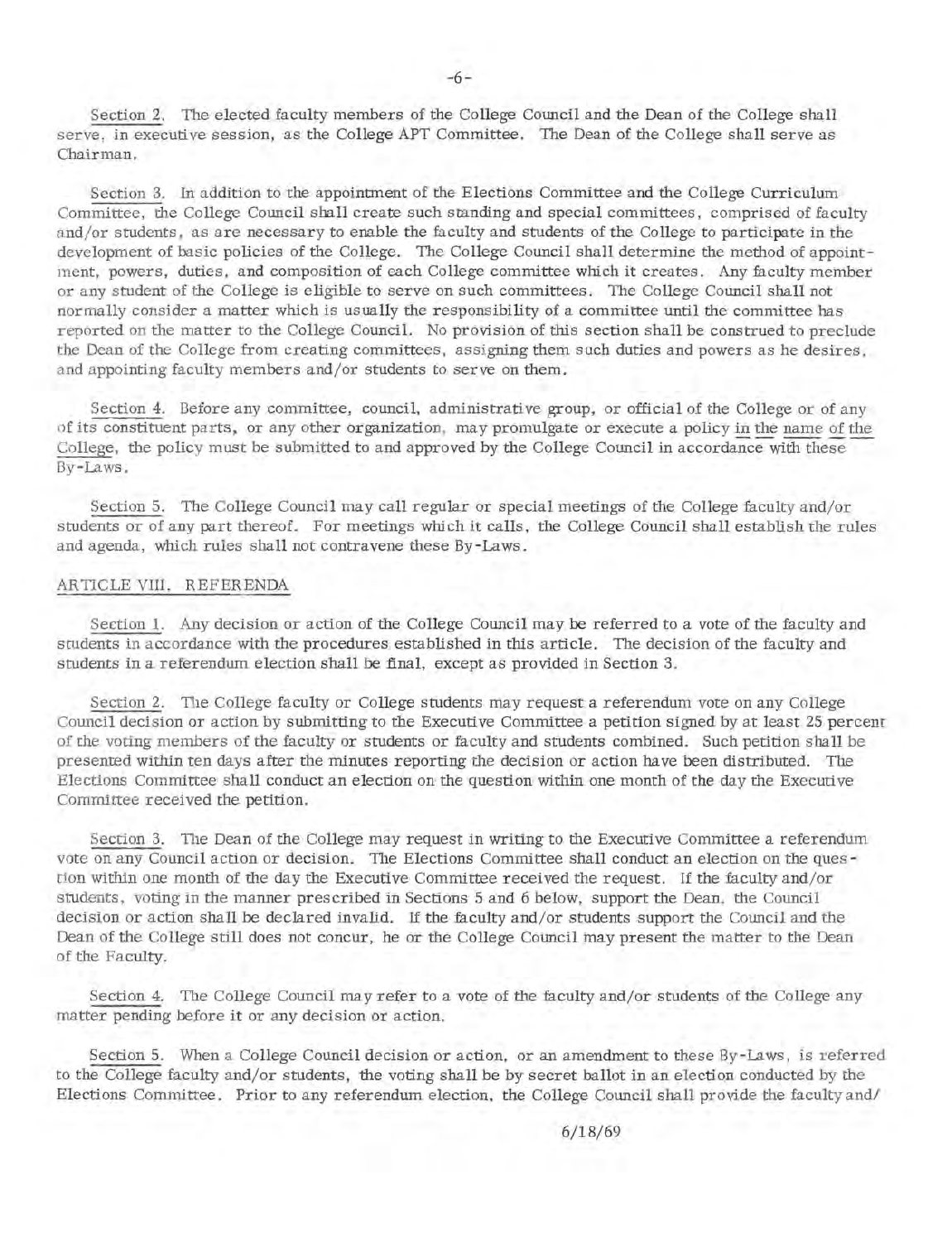Section 2. The elected faculty members of the College Council and the Dean of the College shall serve, in executive session, as the College APT Committee. The Dean of the College shall serve as Chairman.

Section 3. In addition to the appointment of the Elections Committee and the College Curriculum Committee, the College Council shall create such standing and special committees, comprised of faculty and/or students, as are necessary to enable the faculty and students of the College to participate in the development of basic policies of the College. The College Council shall determine the method of appointment, powers, duties, and composition of each College committee which it creates. Any faculty member or any student of the College is eligible to serve on such committees. The College Council shall not normally consider a matter which is usually the responsibility of a committee until the committee has reported on the matter to the College Council. No provision of this section shall be construed to preclude the Dean of the College from creating committees, assigning them such duties and powers as he desires, and appointing faculty members and/or students to serve on them.

Section 4. Before any committee, council, administrative group, or official of the College or of any of its constituent parts, or any other organization, may promulgate or execute a policy in the name of the College, the policy must be submitted to and approved by the College Council in accordance with these By-Laws.

Section 5. The College Council may call regular or special meetings of the College faculty and/or students or of any part thereof. For meetings which it calls, the College Council shall establish the rules and agenda, which rules shall not contravene these By-Laws.

## ARTICLE VIII. REFERENDA

Section 1. Any decision or action of the College Council may be referred to a vote of the faculty and students in accordance with the procedures established in this article. The decision of the faculty and students in a referendum election shall be final, except as provided in Section 3.

Section 2. The College faculty or College students may request a referendum vote on any College Council decision or action by submitting to the Executive Committee a petition signed by at least 25 percent of the voting members of the faculty or students or faculty and students combined. Such petition shall be presented within ten days after the minutes reporting the decision or action have been distributed. The Elections Committee shall conduct an election on the question within one month of the day the Executive Committee received the petition.

Section 3. The Dean of the College may request in writing to the Executive Committee a referendum vote on any Council action or decision. The Elections Committee shall conduct an election on the question within one month of the day the Executive Committee received the request. If the faculty and/or students, voting in the manner prescribed in Sections 5 and 6 below, support the Dean, the Council decision or action shall be declared invalid. If the faculty and/or students support the Council and the Dean of the College still does not concur, he or the College Council may present the matter to the Dean of the Faculty.

Section 4. The College Council may refer to a vote of the faculty and/or students of the College any matter pending before it or any decision or action.

Section 5. When a College Council decision or action, or an amendment to these By-Laws, is referred to the College faculty and/or students, the voting shall be by secret ballot in an election conducted by the Elections Committee. Prior to any referendum election, the College Council shall provide the faculty and/

6/18/69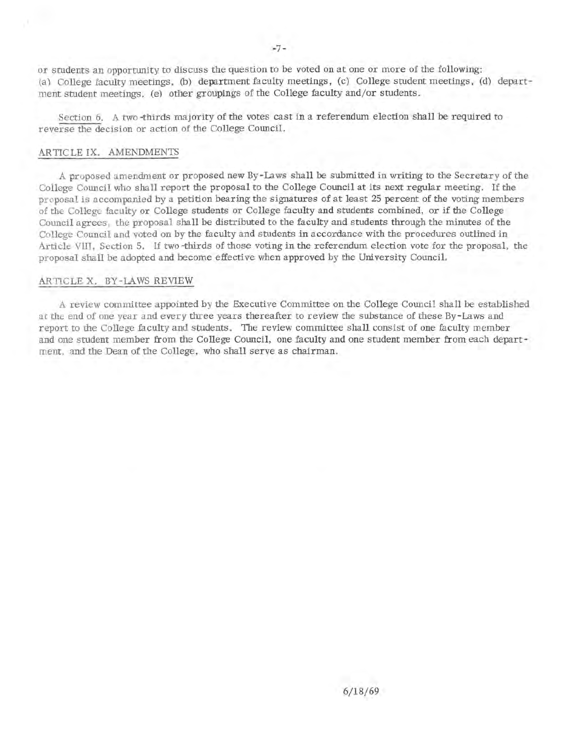or students an opportunity to discuss the question to be voted on at one or more of the following: (a) College faculty meetings, (b) department faculty meetings, (c) College student meetings, (d) department student meetings, (e) other groupings of the College faculty and/or students.

Section 6. A two-thirds majority of the votes cast in a referendum election shall be required to reverse the decision or action of the College Council.

## ARTICLE IX. AMENDMENTS

A proposed amendment or proposed new By-Laws shall be submitted in writing to the Secretary of the College Council who shall report the proposal to the College Council at its next regular meeting. If the proposal is accompanied by a petition bearing the signatures of at least 25 percent of the voting members of the College faculty or College students or College faculty and students combined, or if the College Council agrees, the proposal shall be distributed to the faculty and students through the minutes of the College Council and voted on by the faculty and students in accordance with the procedures outlined in Article VIII, Section 5. If two-thirds of those voting in the referendum election vote for the proposal, the proposal shall be adopted and become effective when approved by the University Council.

## ARTICLE X. BY-LAWS REVIEW

A review committee appointed by the Executive Committee on the College Council shall be established at the end of one year and every three years thereafter to review the substance of these By-Laws and report to the College faculty and students. The review committee shall consist of one faculty member and one student member from the College Council, one faculty and one student member from each department, and the Dean of the College, who shall serve as chairman.

6/18/69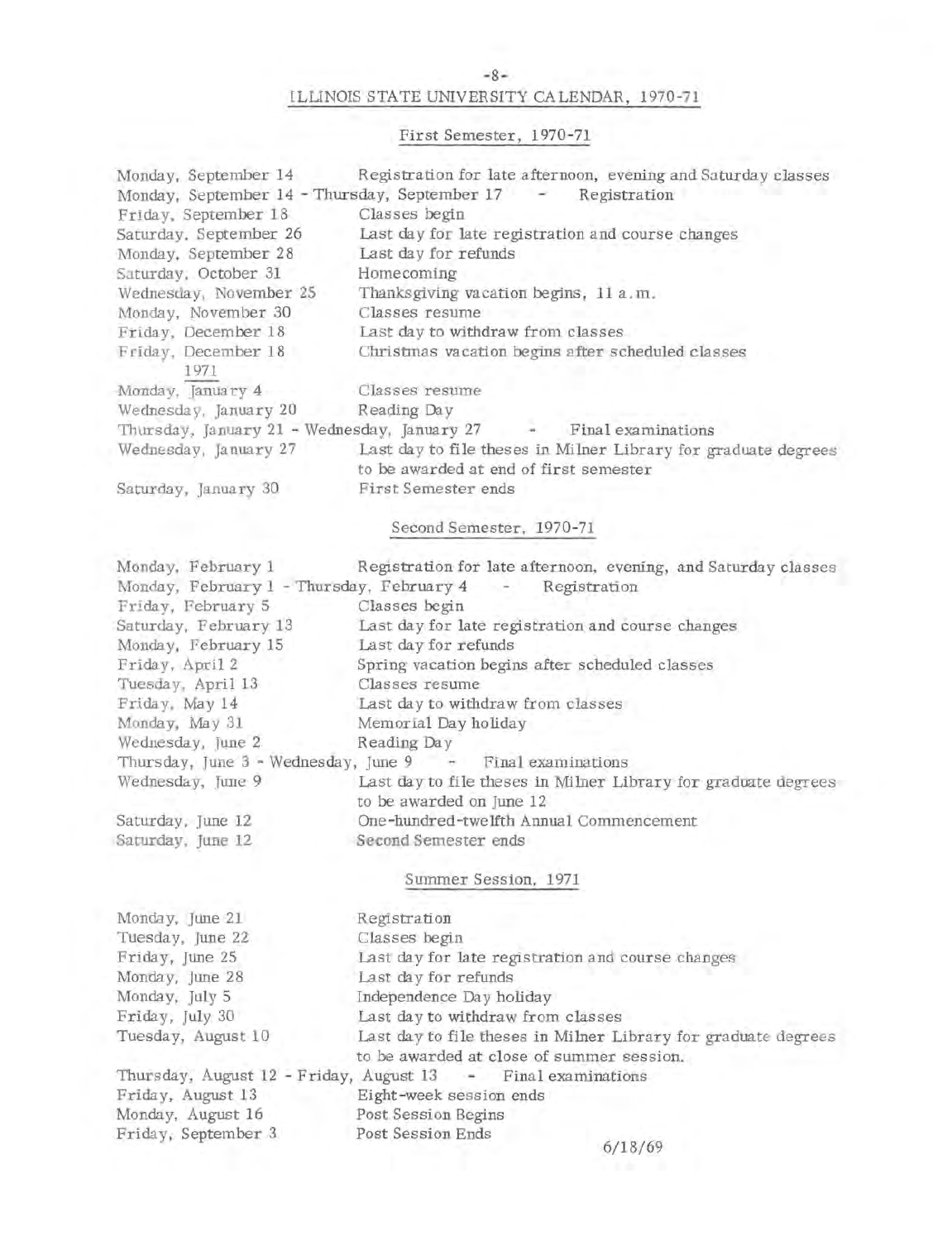## ILLINOIS STATE UNIVERSITY CALENDAR, 1970-71

### First Semester, 1970-71

| | |
|---|---|
| Monday, September 14 | Registration for late afternoon, evening and Saturday classes |
| Monday, September 14 - Thursday, September 17 | Registration |
| Friday, September 18 | Classes begin |
| Saturday, September 26 | Last day for late registration and course changes |
| Monday, September 28 | Last day for refunds |
| Saturday, October 31 | Homecoming |
| Wednesday, November 25 | Thanksgiving vacation begins, 11 a.m. |
| Monday, November 30 | Classes resume |
| Friday, December 18 | Last day to withdraw from classes |
| Friday, December 18 | Christmas vacation begins after scheduled classes |
| 1971 | |
| Monday, January 4 | Classes resume |
| Wednesday, January 20 | Reading Day |
| Thursday, January 21 - Wednesday, January 27 | Final examinations |
| Wednesday, January 27 | Last day to file theses in Milner Library for graduate degrees to be awarded at end of first semester |
| Saturday, January 30 | First Semester ends |

### Second Semester, 1970-71

| | |
|---|---|
| Monday, February 1 | Registration for late afternoon, evening, and Saturday classes |
| Monday, February 1 - Thursday, February 4 | Registration |
| Friday, February 5 | Classes begin |
| Saturday, February 13 | Last day for late registration and course changes |
| Monday, February 15 | Last day for refunds |
| Friday, April 2 | Spring vacation begins after scheduled classes |
| Tuesday, April 13 | Classes resume |
| Friday, May 14 | Last day to withdraw from classes |
| Monday, May 31 | Memorial Day holiday |
| Wednesday, June 2 | Reading Day |
| Thursday, June 3 - Wednesday, June 9 | Final examinations |
| Wednesday, June 9 | Last day to file theses in Milner Library for graduate degrees to be awarded on June 12 |
| Saturday, June 12 | One-hundred-twelfth Annual Commencement |
| Saturday, June 12 | Second Semester ends |

### Summer Session, 1971

| | |
|---|---|
| Monday, June 21 | Registration |
| Tuesday, June 22 | Classes begin |
| Friday, June 25 | Last day for late registration and course changes |
| Monday, June 28 | Last day for refunds |
| Monday, July 5 | Independence Day holiday |
| Friday, July 30 | Last day to withdraw from classes |
| Tuesday, August 10 | Last day to file theses in Milner Library for graduate degrees to be awarded at close of summer session. |
| Thursday, August 12 - Friday, August 13 | Final examinations |
| Friday, August 13 | Eight-week session ends |
| Monday, August 16 | Post Session Begins |
| Friday, September 3 | Post Session Ends |

6/18/69